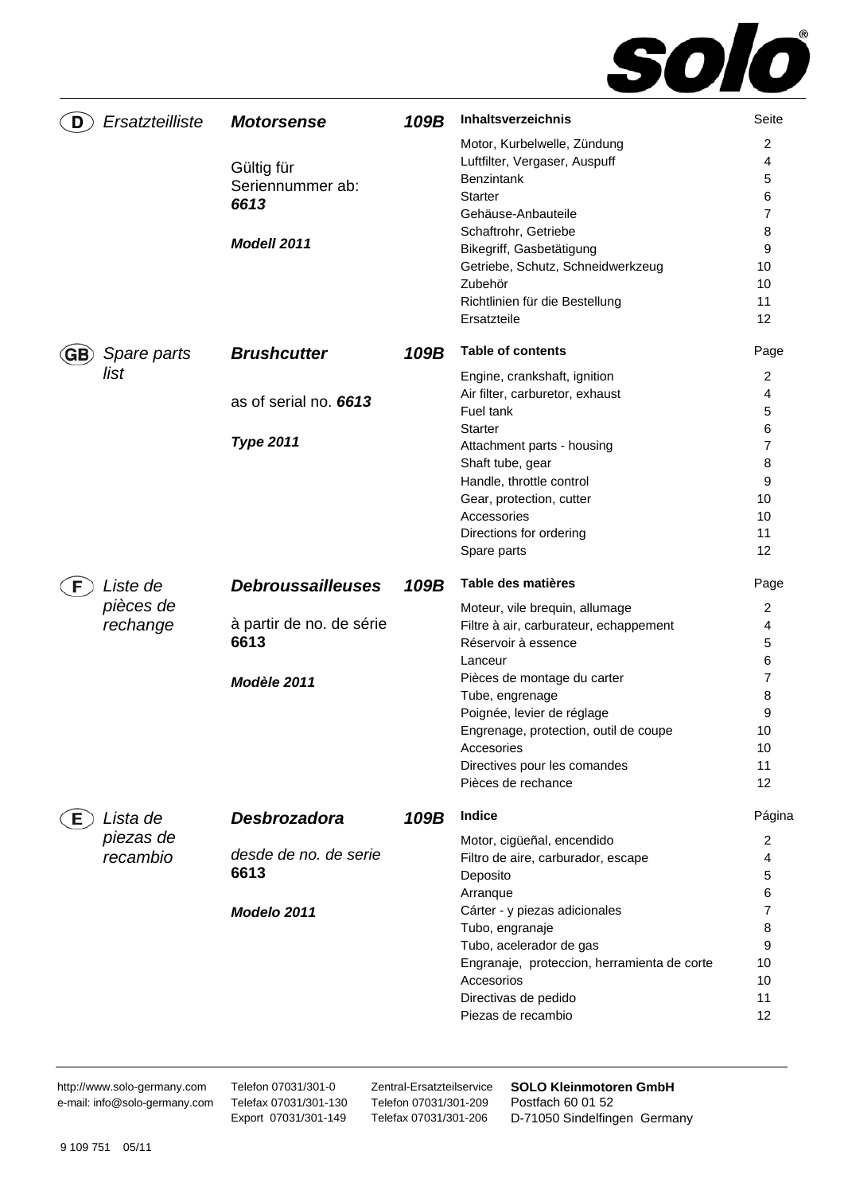# solo®

## (D) *Ersatzteilliste* — ***Motorsense*** ***109B***

Gültig für Seriennummer ab: ***6613***

***Modell 2011***

| **Inhaltsverzeichnis** | Seite |
|---|---|
| Motor, Kurbelwelle, Zündung | 2 |
| Luftfilter, Vergaser, Auspuff | 4 |
| Benzintank | 5 |
| Starter | 6 |
| Gehäuse-Anbauteile | 7 |
| Schaftrohr, Getriebe | 8 |
| Bikegriff, Gasbetätigung | 9 |
| Getriebe, Schutz, Schneidwerkzeug | 10 |
| Zubehör | 10 |
| Richtlinien für die Bestellung | 11 |
| Ersatzteile | 12 |

## (GB) *Spare parts list* — ***Brushcutter*** ***109B***

as of serial no. ***6613***

***Type 2011***

| **Table of contents** | Page |
|---|---|
| Engine, crankshaft, ignition | 2 |
| Air filter, carburetor, exhaust | 4 |
| Fuel tank | 5 |
| Starter | 6 |
| Attachment parts - housing | 7 |
| Shaft tube, gear | 8 |
| Handle, throttle control | 9 |
| Gear, protection, cutter | 10 |
| Accessories | 10 |
| Directions for ordering | 11 |
| Spare parts | 12 |

## (F) *Liste de pièces de rechange* — ***Debroussailleuses*** ***109B***

à partir de no. de série **6613**

***Modèle 2011***

| **Table des matières** | Page |
|---|---|
| Moteur, vile brequin, allumage | 2 |
| Filtre à air, carburateur, echappement | 4 |
| Réservoir à essence | 5 |
| Lanceur | 6 |
| Pièces de montage du carter | 7 |
| Tube, engrenage | 8 |
| Poignée, levier de réglage | 9 |
| Engrenage, protection, outil de coupe | 10 |
| Accesories | 10 |
| Directives pour les comandes | 11 |
| Pièces de rechance | 12 |

## (E) *Lista de piezas de recambio* — ***Desbrozadora*** ***109B***

*desde de no. de serie* **6613**

***Modelo 2011***

| **Indice** | Página |
|---|---|
| Motor, cigüeñal, encendido | 2 |
| Filtro de aire, carburador, escape | 4 |
| Deposito | 5 |
| Arranque | 6 |
| Cárter - y piezas adicionales | 7 |
| Tubo, engranaje | 8 |
| Tubo, acelerador de gas | 9 |
| Engranaje, proteccion, herramienta de corte | 10 |
| Accesorios | 10 |
| Directivas de pedido | 11 |
| Piezas de recambio | 12 |

---

http://www.solo-germany.com
e-mail: info@solo-germany.com

Telefon 07031/301-0
Telefax 07031/301-130
Export 07031/301-149

Zentral-Ersatzteilservice
Telefon 07031/301-209
Telefax 07031/301-206

**SOLO Kleinmotoren GmbH**
Postfach 60 01 52
D-71050 Sindelfingen Germany

9 109 751 05/11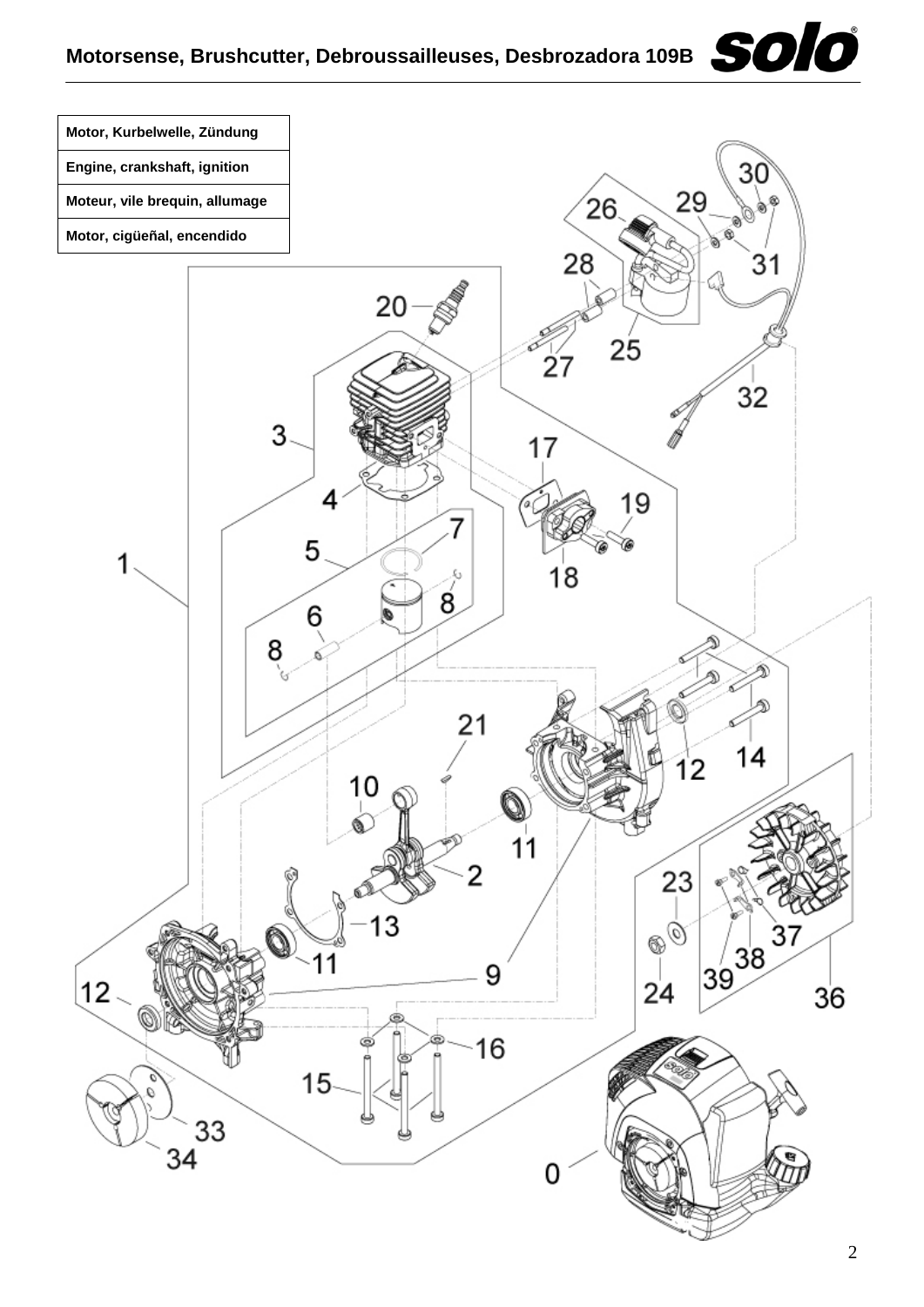| Motor, Kurbelwelle, Zündung |
| --- |
| Engine, crankshaft, ignition |
| Moteur, vile brequin, allumage |
| Motor, cigüeñal, encendido |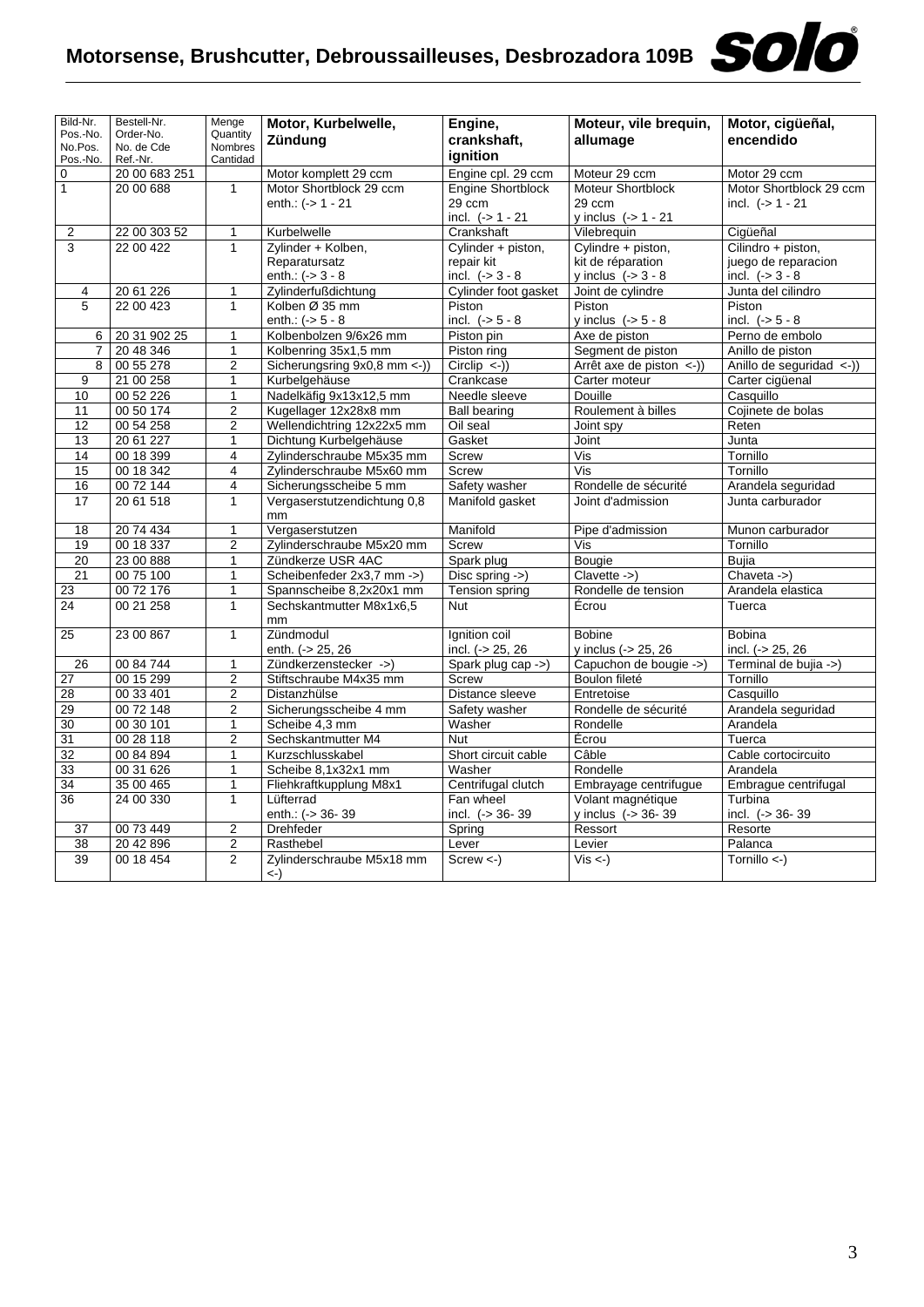# Motorsense, Brushcutter, Debroussailleuses, Desbrozadora 109B

| Bild-Nr. Pos.-No. No.Pos. Pos.-No. | Bestell-Nr. Order-No. No. de Cde Ref.-Nr. | Menge Quantity Nombres Cantidad | **Motor, Kurbelwelle, Zündung** | **Engine, crankshaft, ignition** | **Moteur, vile brequin, allumage** | **Motor, cigüeñal, encendido** |
|---|---|---|---|---|---|---|
| 0 | 20 00 683 251 | | Motor komplett 29 ccm | Engine cpl. 29 ccm | Moteur 29 ccm | Motor 29 ccm |
| 1 | 20 00 688 | 1 | Motor Shortblock 29 ccm enth.: (-> 1 - 21 | Engine Shortblock 29 ccm incl. (-> 1 - 21 | Moteur Shortblock 29 ccm y inclus (-> 1 - 21 | Motor Shortblock 29 ccm incl. (-> 1 - 21 |
| 2 | 22 00 303 52 | 1 | Kurbelwelle | Crankshaft | Vilebrequin | Cigüeñal |
| 3 | 22 00 422 | 1 | Zylinder + Kolben, Reparatursatz enth.: (-> 3 - 8 | Cylinder + piston, repair kit incl. (-> 3 - 8 | Cylindre + piston, kit de réparation y inclus (-> 3 - 8 | Cilindro + piston, juego de reparacion incl. (-> 3 - 8 |
| 4 | 20 61 226 | 1 | Zylinderfußdichtung | Cylinder foot gasket | Joint de cylindre | Junta del cilindro |
| 5 | 22 00 423 | 1 | Kolben Ø 35 mm enth.: (-> 5 - 8 | Piston incl. (-> 5 - 8 | Piston y inclus (-> 5 - 8 | Piston incl. (-> 5 - 8 |
| 6 | 20 31 902 25 | 1 | Kolbenbolzen 9/6x26 mm | Piston pin | Axe de piston | Perno de embolo |
| 7 | 20 48 346 | 1 | Kolbenring 35x1,5 mm | Piston ring | Segment de piston | Anillo de piston |
| 8 | 00 55 278 | 2 | Sicherungsring 9x0,8 mm <-)) | Circlip <-)) | Arrêt axe de piston <-)) | Anillo de seguridad <-)) |
| 9 | 21 00 258 | 1 | Kurbelgehäuse | Crankcase | Carter moteur | Carter cigüenal |
| 10 | 00 52 226 | 1 | Nadelkäfig 9x13x12,5 mm | Needle sleeve | Douille | Casquillo |
| 11 | 00 50 174 | 2 | Kugellager 12x28x8 mm | Ball bearing | Roulement à billes | Cojinete de bolas |
| 12 | 00 54 258 | 2 | Wellendichtring 12x22x5 mm | Oil seal | Joint spy | Reten |
| 13 | 20 61 227 | 1 | Dichtung Kurbelgehäuse | Gasket | Joint | Junta |
| 14 | 00 18 399 | 4 | Zylinderschraube M5x35 mm | Screw | Vis | Tornillo |
| 15 | 00 18 342 | 4 | Zylinderschraube M5x60 mm | Screw | Vis | Tornillo |
| 16 | 00 72 144 | 4 | Sicherungsscheibe 5 mm | Safety washer | Rondelle de sécurité | Arandela seguridad |
| 17 | 20 61 518 | 1 | Vergaserstutzendichtung 0,8 mm | Manifold gasket | Joint d'admission | Junta carburador |
| 18 | 20 74 434 | 1 | Vergaserstutzen | Manifold | Pipe d'admission | Munon carburador |
| 19 | 00 18 337 | 2 | Zylinderschraube M5x20 mm | Screw | Vis | Tornillo |
| 20 | 23 00 888 | 1 | Zündkerze USR 4AC | Spark plug | Bougie | Bujia |
| 21 | 00 75 100 | 1 | Scheibenfeder 2x3,7 mm ->) | Disc spring ->) | Clavette ->) | Chaveta ->) |
| 23 | 00 72 176 | 1 | Spannscheibe 8,2x20x1 mm | Tension spring | Rondelle de tension | Arandela elastica |
| 24 | 00 21 258 | 1 | Sechskantmutter M8x1x6,5 mm | Nut | Écrou | Tuerca |
| 25 | 23 00 867 | 1 | Zündmodul enth. (-> 25, 26 | Ignition coil incl. (-> 25, 26 | Bobine y inclus (-> 25, 26 | Bobina incl. (-> 25, 26 |
| 26 | 00 84 744 | 1 | Zündkerzenstecker ->) | Spark plug cap ->) | Capuchon de bougie ->) | Terminal de bujia ->) |
| 27 | 00 15 299 | 2 | Stiftschraube M4x35 mm | Screw | Boulon fileté | Tornillo |
| 28 | 00 33 401 | 2 | Distanzhülse | Distance sleeve | Entretoise | Casquillo |
| 29 | 00 72 148 | 2 | Sicherungsscheibe 4 mm | Safety washer | Rondelle de sécurité | Arandela seguridad |
| 30 | 00 30 101 | 1 | Scheibe 4,3 mm | Washer | Rondelle | Arandela |
| 31 | 00 28 118 | 2 | Sechskantmutter M4 | Nut | Écrou | Tuerca |
| 32 | 00 84 894 | 1 | Kurzschlusskabel | Short circuit cable | Câble | Cable cortocircuito |
| 33 | 00 31 626 | 1 | Scheibe 8,1x32x1 mm | Washer | Rondelle | Arandela |
| 34 | 35 00 465 | 1 | Fliehkraftkupplung M8x1 | Centrifugal clutch | Embrayage centrifugue | Embrague centrifugal |
| 36 | 24 00 330 | 1 | Lüfterrad enth.: (-> 36- 39 | Fan wheel incl. (-> 36- 39 | Volant magnétique y inclus (-> 36- 39 | Turbina incl. (-> 36- 39 |
| 37 | 00 73 449 | 2 | Drehfeder | Spring | Ressort | Resorte |
| 38 | 20 42 896 | 2 | Rasthebel | Lever | Levier | Palanca |
| 39 | 00 18 454 | 2 | Zylinderschraube M5x18 mm <-) | Screw <-) | Vis <-) | Tornillo <-) |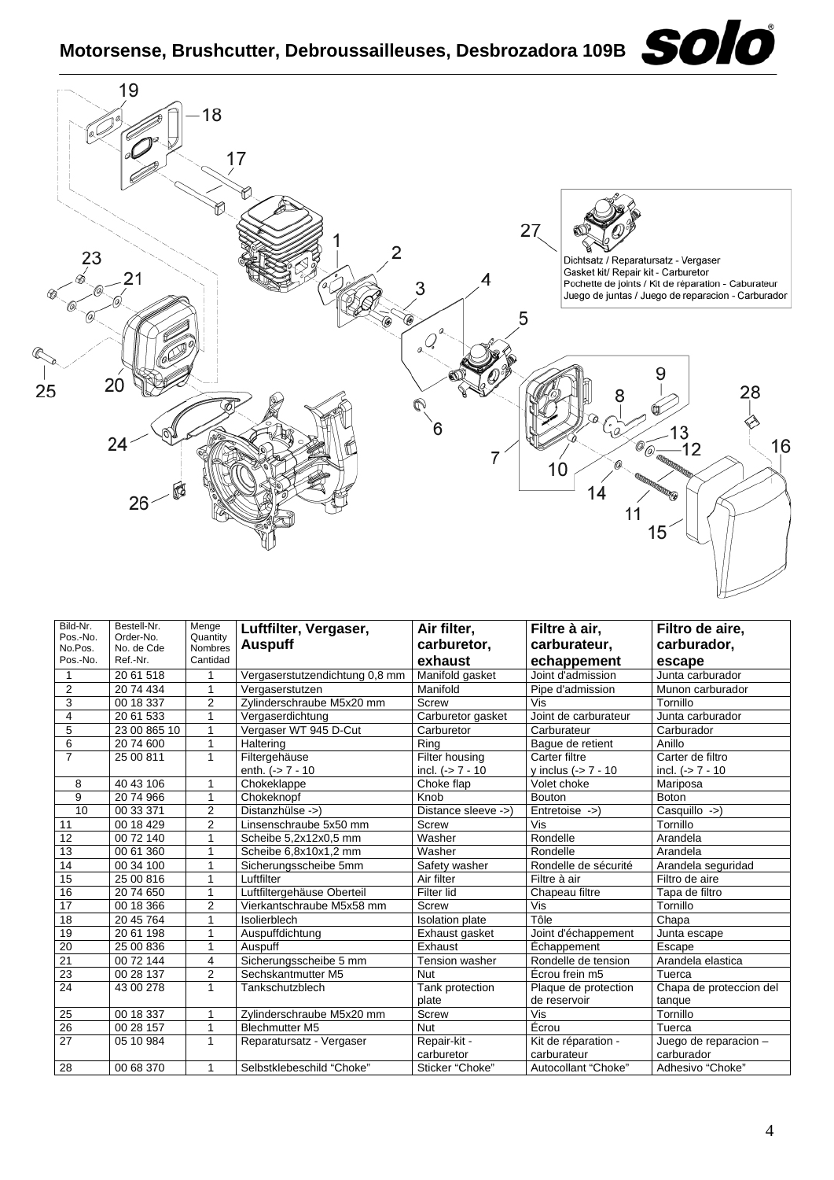# Motorsense, Brushcutter, Debroussailleuses, Desbrozadora 109B

Dichtsatz / Reparatursatz - Vergaser
Gasket kit/ Repair kit - Carburetor
Pochette de joints / Kit de réparation - Caburateur
Juego de juntas / Juego de reparacion - Carburador

| Bild-Nr. Pos.-No. No.Pos. Pos.-No. | Bestell-Nr. Order-No. No. de Cde Ref.-Nr. | Menge Quantity Nombres Cantidad | **Luftfilter, Vergaser, Auspuff** | **Air filter, carburetor, exhaust** | **Filtre à air, carburateur, echappement** | **Filtro de aire, carburador, escape** |
|---|---|---|---|---|---|---|
| 1 | 20 61 518 | 1 | Vergaserstutzendichtung 0,8 mm | Manifold gasket | Joint d'admission | Junta carburador |
| 2 | 20 74 434 | 1 | Vergaserstutzen | Manifold | Pipe d'admission | Munon carburador |
| 3 | 00 18 337 | 2 | Zylinderschraube M5x20 mm | Screw | Vis | Tornillo |
| 4 | 20 61 533 | 1 | Vergaserdichtung | Carburetor gasket | Joint de carburateur | Junta carburador |
| 5 | 23 00 865 10 | 1 | Vergaser WT 945 D-Cut | Carburetor | Carburateur | Carburador |
| 6 | 20 74 600 | 1 | Haltering | Ring | Bague de retient | Anillo |
| 7 | 25 00 811 | 1 | Filtergehäuse enth. (-> 7 - 10 | Filter housing incl. (-> 7 - 10 | Carter filtre y inclus (-> 7 - 10 | Carter de filtro incl. (-> 7 - 10 |
| 8 | 40 43 106 | 1 | Chokeklappe | Choke flap | Volet choke | Mariposa |
| 9 | 20 74 966 | 1 | Chokeknopf | Knob | Bouton | Boton |
| 10 | 00 33 371 | 2 | Distanzhülse ->) | Distance sleeve ->) | Entretoise ->) | Casquillo ->) |
| 11 | 00 18 429 | 2 | Linsenschraube 5x50 mm | Screw | Vis | Tornillo |
| 12 | 00 72 140 | 1 | Scheibe 5,2x12x0,5 mm | Washer | Rondelle | Arandela |
| 13 | 00 61 360 | 1 | Scheibe 6,8x10x1,2 mm | Washer | Rondelle | Arandela |
| 14 | 00 34 100 | 1 | Sicherungsscheibe 5mm | Safety washer | Rondelle de sécurité | Arandela seguridad |
| 15 | 25 00 816 | 1 | Luftfilter | Air filter | Filtre à air | Filtro de aire |
| 16 | 20 74 650 | 1 | Luftfiltergehäuse Oberteil | Filter lid | Chapeau filtre | Tapa de filtro |
| 17 | 00 18 366 | 2 | Vierkantschraube M5x58 mm | Screw | Vis | Tornillo |
| 18 | 20 45 764 | 1 | Isolierblech | Isolation plate | Tôle | Chapa |
| 19 | 20 61 198 | 1 | Auspuffdichtung | Exhaust gasket | Joint d'échappement | Junta escape |
| 20 | 25 00 836 | 1 | Auspuff | Exhaust | Échappement | Escape |
| 21 | 00 72 144 | 4 | Sicherungsscheibe 5 mm | Tension washer | Rondelle de tension | Arandela elastica |
| 23 | 00 28 137 | 2 | Sechskantmutter M5 | Nut | Écrou frein m5 | Tuerca |
| 24 | 43 00 278 | 1 | Tankschutzblech | Tank protection plate | Plaque de protection de reservoir | Chapa de proteccion del tanque |
| 25 | 00 18 337 | 1 | Zylinderschraube M5x20 mm | Screw | Vis | Tornillo |
| 26 | 00 28 157 | 1 | Blechmutter M5 | Nut | Écrou | Tuerca |
| 27 | 05 10 984 | 1 | Reparatursatz - Vergaser | Repair-kit - carburetor | Kit de réparation - carburateur | Juego de reparacion – carburador |
| 28 | 00 68 370 | 1 | Selbstklebeschild "Choke" | Sticker "Choke" | Autocollant "Choke" | Adhesivo "Choke" |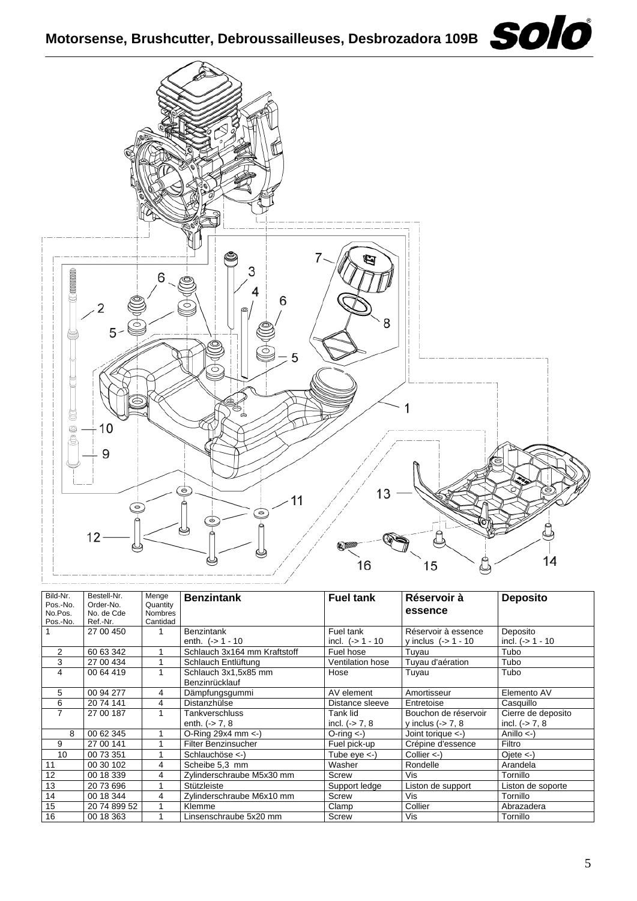# Motorsense, Brushcutter, Debroussailleuses, Desbrozadora 109B

| Bild-Nr. Pos.-No. No.Pos. Pos.-No. | Bestell-Nr. Order-No. No. de Cde Ref.-Nr. | Menge Quantity Nombres Cantidad | **Benzintank** | **Fuel tank** | **Réservoir à essence** | **Deposito** |
|---|---|---|---|---|---|---|
| 1 | 27 00 450 | 1 | Benzintank enth. (-> 1 - 10 | Fuel tank incl. (-> 1 - 10 | Réservoir à essence y inclus (-> 1 - 10 | Deposito incl. (-> 1 - 10 |
| 2 | 60 63 342 | 1 | Schlauch 3x164 mm Kraftstoff | Fuel hose | Tuyau | Tubo |
| 3 | 27 00 434 | 1 | Schlauch Entlüftung | Ventilation hose | Tuyau d'aération | Tubo |
| 4 | 00 64 419 | 1 | Schlauch 3x1,5x85 mm Benzinrücklauf | Hose | Tuyau | Tubo |
| 5 | 00 94 277 | 4 | Dämpfungsgummi | AV element | Amortisseur | Elemento AV |
| 6 | 20 74 141 | 4 | Distanzhülse | Distance sleeve | Entretoise | Casquillo |
| 7 | 27 00 187 | 1 | Tankverschluss enth. (-> 7, 8 | Tank lid incl. (-> 7, 8 | Bouchon de réservoir y inclus (-> 7, 8 | Cierre de deposito incl. (-> 7, 8 |
| 8 | 00 62 345 | 1 | O-Ring 29x4 mm <-) | O-ring <-) | Joint torique <-) | Anillo <-) |
| 9 | 27 00 141 | 1 | Filter Benzinsucher | Fuel pick-up | Crépine d'essence | Filtro |
| 10 | 00 73 351 | 1 | Schlauchöse <-) | Tube eye <-) | Collier <-) | Ojete <-) |
| 11 | 00 30 102 | 4 | Scheibe 5,3 mm | Washer | Rondelle | Arandela |
| 12 | 00 18 339 | 4 | Zylinderschraube M5x30 mm | Screw | Vis | Tornillo |
| 13 | 20 73 696 | 1 | Stützleiste | Support ledge | Liston de support | Liston de soporte |
| 14 | 00 18 344 | 4 | Zylinderschraube M6x10 mm | Screw | Vis | Tornillo |
| 15 | 20 74 899 52 | 1 | Klemme | Clamp | Collier | Abrazadera |
| 16 | 00 18 363 | 1 | Linsenschraube 5x20 mm | Screw | Vis | Tornillo |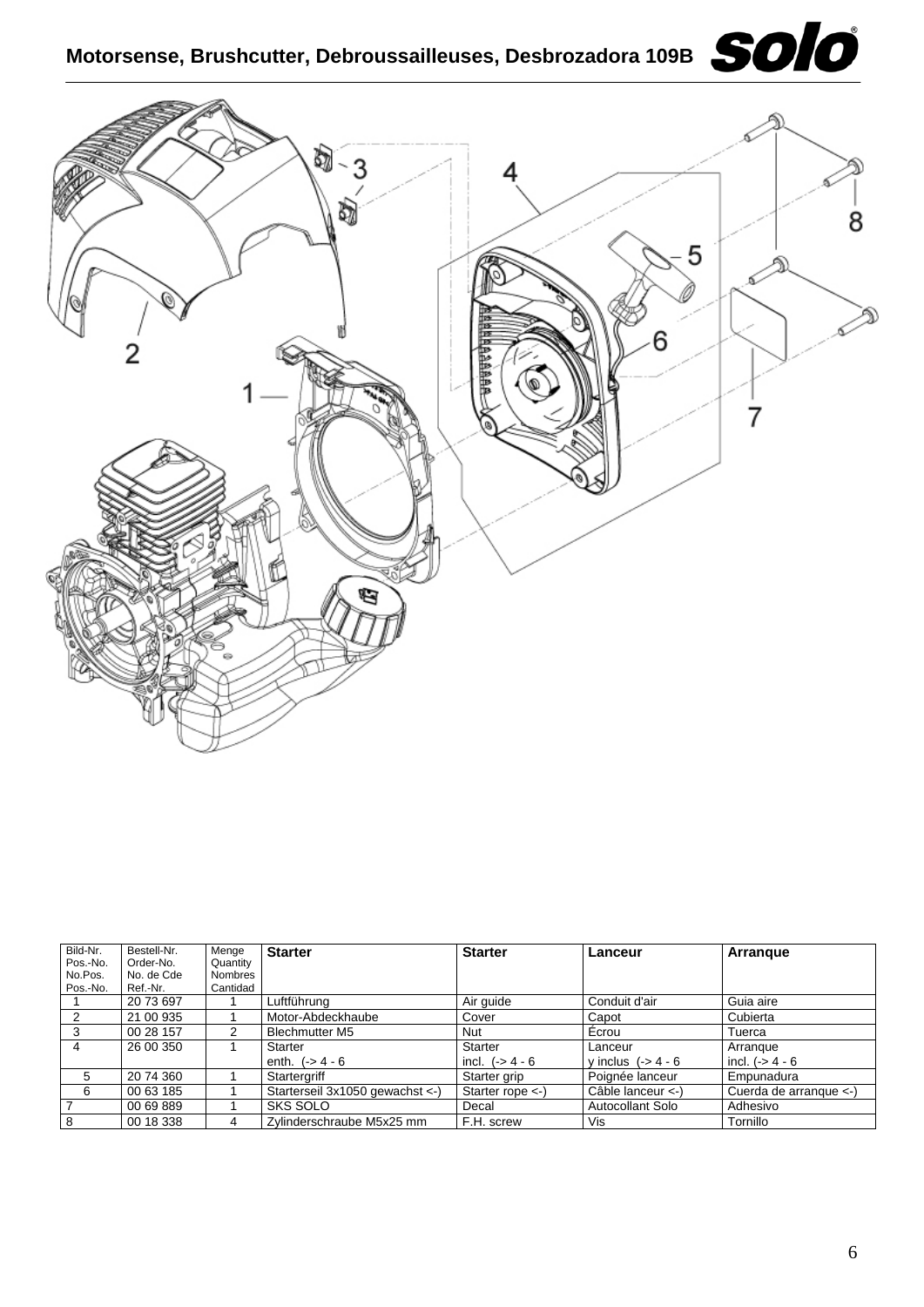# Motorsense, Brushcutter, Debroussailleuses, Desbrozadora 109B

| Bild-Nr. Pos.-No. No.Pos. Pos.-No. | Bestell-Nr. Order-No. No. de Cde Ref.-Nr. | Menge Quantity Nombres Cantidad | **Starter** | **Starter** | **Lanceur** | **Arranque** |
|---|---|---|---|---|---|---|
| 1 | 20 73 697 | 1 | Luftführung | Air guide | Conduit d'air | Guia aire |
| 2 | 21 00 935 | 1 | Motor-Abdeckhaube | Cover | Capot | Cubierta |
| 3 | 00 28 157 | 2 | Blechmutter M5 | Nut | Écrou | Tuerca |
| 4 | 26 00 350 | 1 | Starter enth. (-> 4 - 6 | Starter incl. (-> 4 - 6 | Lanceur y inclus (-> 4 - 6 | Arranque incl. (-> 4 - 6 |
| 5 | 20 74 360 | 1 | Startergriff | Starter grip | Poignée lanceur | Empunadura |
| 6 | 00 63 185 | 1 | Starterseil 3x1050 gewachst <-) | Starter rope <-) | Câble lanceur <-) | Cuerda de arranque <-) |
| 7 | 00 69 889 | 1 | SKS SOLO | Decal | Autocollant Solo | Adhesivo |
| 8 | 00 18 338 | 4 | Zylinderschraube M5x25 mm | F.H. screw | Vis | Tornillo |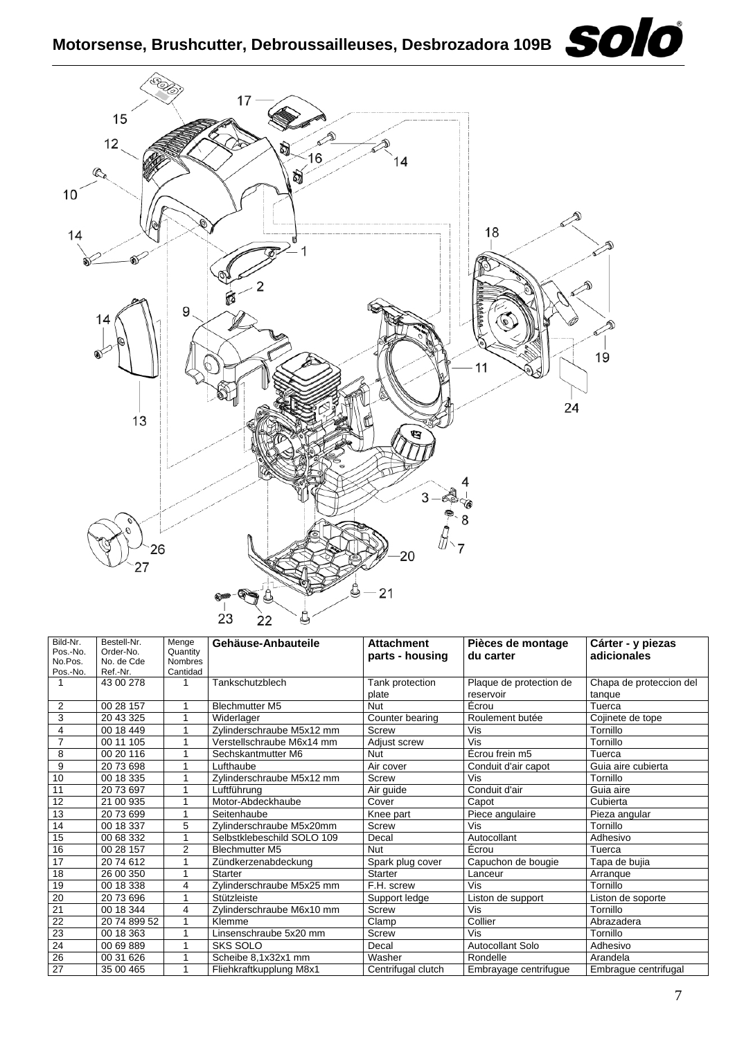# Motorsense, Brushcutter, Debroussailleuses, Desbrozadora 109B

| Bild-Nr. Pos.-No. No.Pos. Pos.-No. | Bestell-Nr. Order-No. No. de Cde Ref.-Nr. | Menge Quantity Nombres Cantidad | Gehäuse-Anbauteile | Attachment parts - housing | Pièces de montage du carter | Cárter - y piezas adicionales |
|---|---|---|---|---|---|---|
| 1 | 43 00 278 | 1 | Tankschutzblech | Tank protection plate | Plaque de protection de reservoir | Chapa de proteccion del tanque |
| 2 | 00 28 157 | 1 | Blechmutter M5 | Nut | Écrou | Tuerca |
| 3 | 20 43 325 | 1 | Widerlager | Counter bearing | Roulement butée | Cojinete de tope |
| 4 | 00 18 449 | 1 | Zylinderschraube M5x12 mm | Screw | Vis | Tornillo |
| 7 | 00 11 105 | 1 | Verstellschraube M6x14 mm | Adjust screw | Vis | Tornillo |
| 8 | 00 20 116 | 1 | Sechskantmutter M6 | Nut | Écrou frein m5 | Tuerca |
| 9 | 20 73 698 | 1 | Lufthaube | Air cover | Conduit d'air capot | Guia aire cubierta |
| 10 | 00 18 335 | 1 | Zylinderschraube M5x12 mm | Screw | Vis | Tornillo |
| 11 | 20 73 697 | 1 | Luftführung | Air guide | Conduit d'air | Guia aire |
| 12 | 21 00 935 | 1 | Motor-Abdeckhaube | Cover | Capot | Cubierta |
| 13 | 20 73 699 | 1 | Seitenhaube | Knee part | Piece angulaire | Pieza angular |
| 14 | 00 18 337 | 5 | Zylinderschraube M5x20mm | Screw | Vis | Tornillo |
| 15 | 00 68 332 | 1 | Selbstklebeschild SOLO 109 | Decal | Autocollant | Adhesivo |
| 16 | 00 28 157 | 2 | Blechmutter M5 | Nut | Écrou | Tuerca |
| 17 | 20 74 612 | 1 | Zündkerzenabdeckung | Spark plug cover | Capuchon de bougie | Tapa de bujia |
| 18 | 26 00 350 | 1 | Starter | Starter | Lanceur | Arranque |
| 19 | 00 18 338 | 4 | Zylinderschraube M5x25 mm | F.H. screw | Vis | Tornillo |
| 20 | 20 73 696 | 1 | Stützleiste | Support ledge | Liston de support | Liston de soporte |
| 21 | 00 18 344 | 4 | Zylinderschraube M6x10 mm | Screw | Vis | Tornillo |
| 22 | 20 74 899 52 | 1 | Klemme | Clamp | Collier | Abrazadera |
| 23 | 00 18 363 | 1 | Linsenschraube 5x20 mm | Screw | Vis | Tornillo |
| 24 | 00 69 889 | 1 | SKS SOLO | Decal | Autocollant Solo | Adhesivo |
| 26 | 00 31 626 | 1 | Scheibe 8,1x32x1 mm | Washer | Rondelle | Arandela |
| 27 | 35 00 465 | 1 | Fliehkraftkupplung M8x1 | Centrifugal clutch | Embrayage centrifugue | Embrague centrifugal |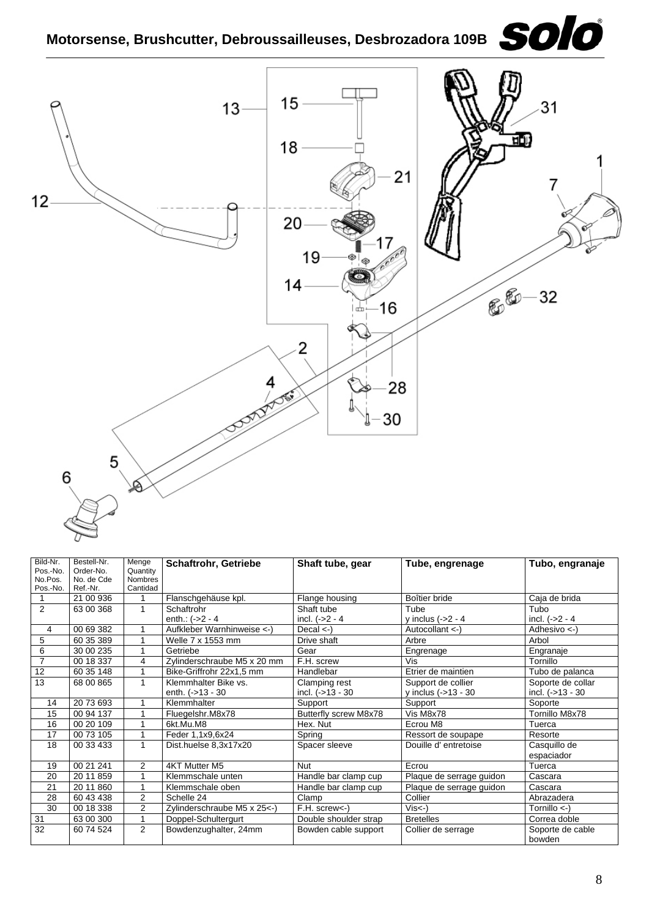# Motorsense, Brushcutter, Debroussailleuses, Desbrozadora 109B

| Bild-Nr. Pos.-No. No.Pos. Pos.-No. | Bestell-Nr. Order-No. No. de Cde Ref.-Nr. | Menge Quantity Nombres Cantidad | Schaftrohr, Getriebe | Shaft tube, gear | Tube, engrenage | Tubo, engranaje |
|---|---|---|---|---|---|---|
| 1 | 21 00 936 | 1 | Flanschgehäuse kpl. | Flange housing | Boîtier bride | Caja de brida |
| 2 | 63 00 368 | 1 | Schaftrohr enth.: (->2 - 4 | Shaft tube incl. (->2 - 4 | Tube y inclus (->2 - 4 | Tubo incl. (->2 - 4 |
| 4 | 00 69 382 | 1 | Aufkleber Warnhinweise <-) | Decal <-) | Autocollant <-) | Adhesivo <-) |
| 5 | 60 35 389 | 1 | Welle 7 x 1553 mm | Drive shaft | Arbre | Arbol |
| 6 | 30 00 235 | 1 | Getriebe | Gear | Engrenage | Engranaje |
| 7 | 00 18 337 | 4 | Zylinderschraube M5 x 20 mm | F.H. screw | Vis | Tornillo |
| 12 | 60 35 148 | 1 | Bike-Griffrohr 22x1,5 mm | Handlebar | Etrier de maintien | Tubo de palanca |
| 13 | 68 00 865 | 1 | Klemmhalter Bike vs. enth. (->13 - 30 | Clamping rest incl. (->13 - 30 | Support de collier y inclus (->13 - 30 | Soporte de collar incl. (->13 - 30 |
| 14 | 20 73 693 | 1 | Klemmhalter | Support | Support | Soporte |
| 15 | 00 94 137 | 1 | Fluegelshr.M8x78 | Butterfly screw M8x78 | Vis M8x78 | Tornillo M8x78 |
| 16 | 00 20 109 | 1 | 6kt.Mu.M8 | Hex. Nut | Ecrou M8 | Tuerca |
| 17 | 00 73 105 | 1 | Feder 1,1x9,6x24 | Spring | Ressort de soupape | Resorte |
| 18 | 00 33 433 | 1 | Dist.huelse 8,3x17x20 | Spacer sleeve | Douille d' entretoise | Casquillo de espaciador |
| 19 | 00 21 241 | 2 | 4KT Mutter M5 | Nut | Ecrou | Tuerca |
| 20 | 20 11 859 | 1 | Klemmschale unten | Handle bar clamp cup | Plaque de serrage guidon | Cascara |
| 21 | 20 11 860 | 1 | Klemmschale oben | Handle bar clamp cup | Plaque de serrage guidon | Cascara |
| 28 | 60 43 438 | 2 | Schelle 24 | Clamp | Collier | Abrazadera |
| 30 | 00 18 338 | 2 | Zylinderschraube M5 x 25<-) | F.H. screw<-) | Vis<-) | Tornillo <-) |
| 31 | 63 00 300 | 1 | Doppel-Schultergurt | Double shoulder strap | Bretelles | Correa doble |
| 32 | 60 74 524 | 2 | Bowdenzughalter, 24mm | Bowden cable support | Collier de serrage | Soporte de cable bowden |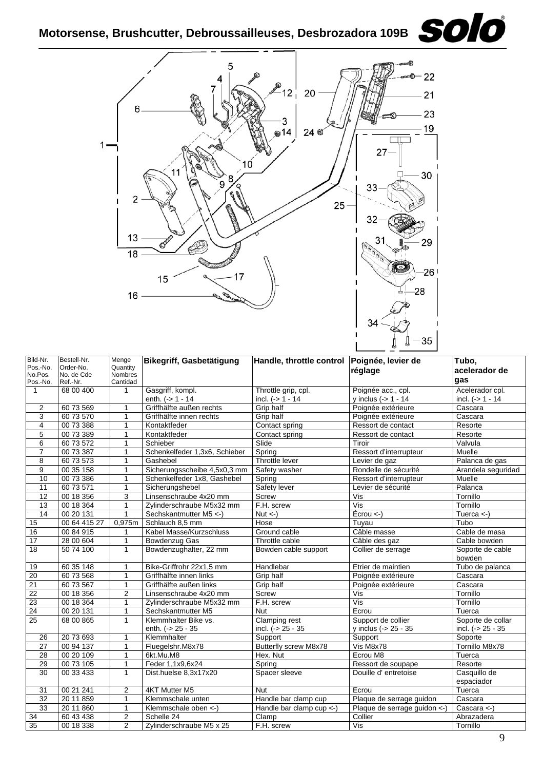# Motorsense, Brushcutter, Debroussailleuses, Desbrozadora 109B

| Bild-Nr. Pos.-No. No.Pos. Pos.-No. | Bestell-Nr. Order-No. No. de Cde Ref.-Nr. | Menge Quantity Nombres Cantidad | Bikegriff, Gasbetätigung | Handle, throttle control | Poignée, levier de réglage | Tubo, acelerador de gas |
|---|---|---|---|---|---|---|
| 1 | 68 00 400 | 1 | Gasgriff, kompl. enth. (-> 1 - 14 | Throttle grip, cpl. incl. (-> 1 - 14 | Poignée acc., cpl. y inclus (-> 1 - 14 | Acelerador cpl. incl. (-> 1 - 14 |
| 2 | 60 73 569 | 1 | Griffhälfte außen rechts | Grip half | Poignée extérieure | Cascara |
| 3 | 60 73 570 | 1 | Griffhälfte innen rechts | Grip half | Poignée extérieure | Cascara |
| 4 | 00 73 388 | 1 | Kontaktfeder | Contact spring | Ressort de contact | Resorte |
| 5 | 00 73 389 | 1 | Kontaktfeder | Contact spring | Ressort de contact | Resorte |
| 6 | 60 73 572 | 1 | Schieber | Slide | Tiroir | Valvula |
| 7 | 00 73 387 | 1 | Schenkelfeder 1,3x6, Schieber | Spring | Ressort d'interrupteur | Muelle |
| 8 | 60 73 573 | 1 | Gashebel | Throttle lever | Levier de gaz | Palanca de gas |
| 9 | 00 35 158 | 1 | Sicherungsscheibe 4,5x0,3 mm | Safety washer | Rondelle de sécurité | Arandela seguridad |
| 10 | 00 73 386 | 1 | Schenkelfeder 1x8, Gashebel | Spring | Ressort d'interrupteur | Muelle |
| 11 | 60 73 571 | 1 | Sicherungshebel | Safety lever | Levier de sécurité | Palanca |
| 12 | 00 18 356 | 3 | Linsenschraube 4x20 mm | Screw | Vis | Tornillo |
| 13 | 00 18 364 | 1 | Zylinderschraube M5x32 mm | F.H. screw | Vis | Tornillo |
| 14 | 00 20 131 | 1 | Sechskantmutter M5 <-) | Nut <-) | Écrou <-) | Tuerca <-) |
| 15 | 00 64 415 27 | 0,975m | Schlauch 8,5 mm | Hose | Tuyau | Tubo |
| 16 | 00 84 915 | 1 | Kabel Masse/Kurzschluss | Ground cable | Câble masse | Cable de masa |
| 17 | 28 00 604 | 1 | Bowdenzug Gas | Throttle cable | Câble des gaz | Cable bowden |
| 18 | 50 74 100 | 1 | Bowdenzughalter, 22 mm | Bowden cable support | Collier de serrage | Soporte de cable bowden |
| 19 | 60 35 148 | 1 | Bike-Griffrohr 22x1,5 mm | Handlebar | Etrier de maintien | Tubo de palanca |
| 20 | 60 73 568 | 1 | Griffhälfte innen links | Grip half | Poignée extérieure | Cascara |
| 21 | 60 73 567 | 1 | Griffhälfte außen links | Grip half | Poignée extérieure | Cascara |
| 22 | 00 18 356 | 2 | Linsenschraube 4x20 mm | Screw | Vis | Tornillo |
| 23 | 00 18 364 | 1 | Zylinderschraube M5x32 mm | F.H. screw | Vis | Tornillo |
| 24 | 00 20 131 | 1 | Sechskantmutter M5 | Nut | Ecrou | Tuerca |
| 25 | 68 00 865 | 1 | Klemmhalter Bike vs. enth. (-> 25 - 35 | Clamping rest incl. (-> 25 - 35 | Support de collier y inclus (-> 25 - 35 | Soporte de collar incl. (-> 25 - 35 |
| 26 | 20 73 693 | 1 | Klemmhalter | Support | Support | Soporte |
| 27 | 00 94 137 | 1 | Fluegelshr.M8x78 | Butterfly screw M8x78 | Vis M8x78 | Tornillo M8x78 |
| 28 | 00 20 109 | 1 | 6kt.Mu.M8 | Hex. Nut | Ecrou M8 | Tuerca |
| 29 | 00 73 105 | 1 | Feder 1,1x9,6x24 | Spring | Ressort de soupape | Resorte |
| 30 | 00 33 433 | 1 | Dist.huelse 8,3x17x20 | Spacer sleeve | Douille d' entretoise | Casquillo de espaciador |
| 31 | 00 21 241 | 2 | 4KT Mutter M5 | Nut | Ecrou | Tuerca |
| 32 | 20 11 859 | 1 | Klemmschale unten | Handle bar clamp cup | Plaque de serrage guidon | Cascara |
| 33 | 20 11 860 | 1 | Klemmschale oben <-) | Handle bar clamp cup <-) | Plaque de serrage guidon <-) | Cascara <-) |
| 34 | 60 43 438 | 2 | Schelle 24 | Clamp | Collier | Abrazadera |
| 35 | 00 18 338 | 2 | Zylinderschraube M5 x 25 | F.H. screw | Vis | Tornillo |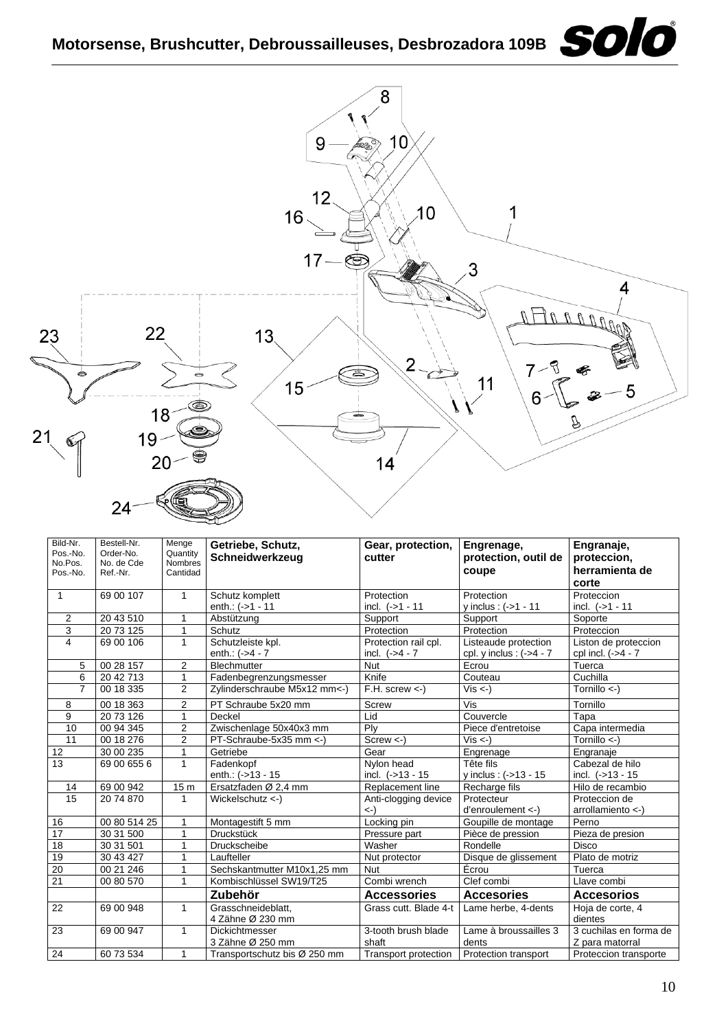# Motorsense, Brushcutter, Debroussailleuses, Desbrozadora 109B

| Bild-Nr. Pos.-No. No.Pos. Pos.-No. | Bestell-Nr. Order-No. No. de Cde Ref.-Nr. | Menge Quantity Nombres Cantidad | Getriebe, Schutz, Schneidwerkzeug | Gear, protection, cutter | Engrenage, protection, outil de coupe | Engranaje, proteccion, herramienta de corte |
|---|---|---|---|---|---|---|
| 1 | 69 00 107 | 1 | Schutz komplett enth.: (->1 - 11 | Protection incl. (->1 - 11 | Protection y inclus : (->1 - 11 | Proteccion incl. (->1 - 11 |
| 2 | 20 43 510 | 1 | Abstützung | Support | Support | Soporte |
| 3 | 20 73 125 | 1 | Schutz | Protection | Protection | Proteccion |
| 4 | 69 00 106 | 1 | Schutzleiste kpl. enth.: (->4 - 7 | Protection rail cpl. incl. (->4 - 7 | Listeaude protection cpl. y inclus : (->4 - 7 | Liston de proteccion cpl incl. (->4 - 7 |
| 5 | 00 28 157 | 2 | Blechmutter | Nut | Ecrou | Tuerca |
| 6 | 20 42 713 | 1 | Fadenbegrenzungsmesser | Knife | Couteau | Cuchilla |
| 7 | 00 18 335 | 2 | Zylinderschraube M5x12 mm<-) | F.H. screw <-) | Vis <-) | Tornillo <-) |
| 8 | 00 18 363 | 2 | PT Schraube 5x20 mm | Screw | Vis | Tornillo |
| 9 | 20 73 126 | 1 | Deckel | Lid | Couvercle | Tapa |
| 10 | 00 94 345 | 2 | Zwischenlage 50x40x3 mm | Ply | Piece d'entretoise | Capa intermedia |
| 11 | 00 18 276 | 2 | PT-Schraube-5x35 mm <-) | Screw <-) | Vis <-) | Tornillo <-) |
| 12 | 30 00 235 | 1 | Getriebe | Gear | Engrenage | Engranaje |
| 13 | 69 00 655 6 | 1 | Fadenkopf enth.: (->13 - 15 | Nylon head incl. (->13 - 15 | Tête fils y inclus : (->13 - 15 | Cabezal de hilo incl. (->13 - 15 |
| 14 | 69 00 942 | 15 m | Ersatzfaden Ø 2,4 mm | Replacement line | Recharge fils | Hilo de recambio |
| 15 | 20 74 870 | 1 | Wickelschutz <-) | Anti-clogging device <-) | Protecteur d'enroulement <-) | Proteccion de arrollamiento <-) |
| 16 | 00 80 514 25 | 1 | Montagestift 5 mm | Locking pin | Goupille de montage | Perno |
| 17 | 30 31 500 | 1 | Druckstück | Pressure part | Pièce de pression | Pieza de presion |
| 18 | 30 31 501 | 1 | Druckscheibe | Washer | Rondelle | Disco |
| 19 | 30 43 427 | 1 | Laufteller | Nut protector | Disque de glissement | Plato de motriz |
| 20 | 00 21 246 | 1 | Sechskantmutter M10x1,25 mm | Nut | Écrou | Tuerca |
| 21 | 00 80 570 | 1 | Kombischlüssel SW19/T25 | Combi wrench | Clef combi | Llave combi |
| | | | **Zubehör** | **Accessories** | **Accesories** | **Accesorios** |
| 22 | 69 00 948 | 1 | Grasschneideblatt, 4 Zähne Ø 230 mm | Grass cutt. Blade 4-t | Lame herbe, 4-dents | Hoja de corte, 4 dientes |
| 23 | 69 00 947 | 1 | Dickichtmesser 3 Zähne Ø 250 mm | 3-tooth brush blade shaft | Lame à broussailles 3 dents | 3 cuchilas en forma de Z para matorral |
| 24 | 60 73 534 | 1 | Transportschutz bis Ø 250 mm | Transport protection | Protection transport | Proteccion transporte |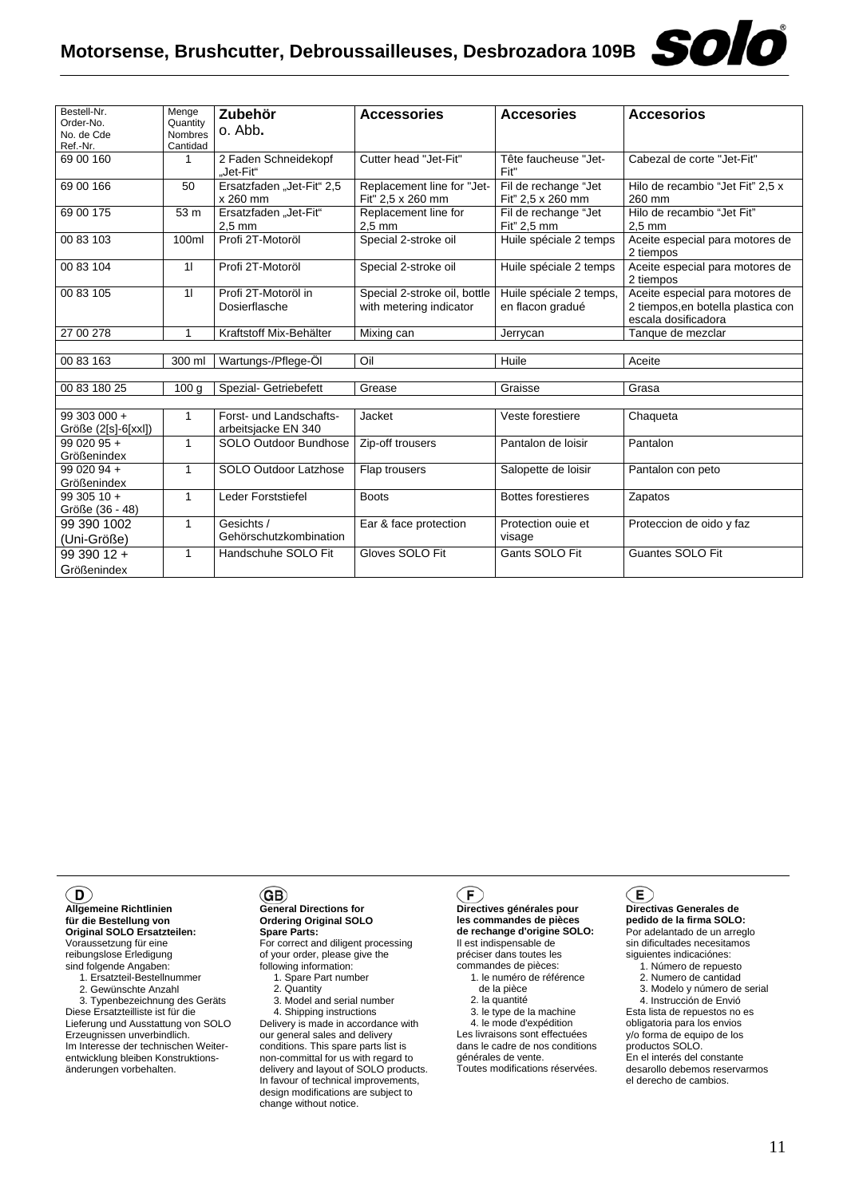# Motorsense, Brushcutter, Debroussailleuses, Desbrozadora 109B

| Bestell-Nr. Order-No. No. de Cde Ref.-Nr. | Menge Quantity Nombres Cantidad | Zubehör o. Abb. | Accessories | Accesories | Accesorios |
|---|---|---|---|---|---|
| 69 00 160 | 1 | 2 Faden Schneidekopf „Jet-Fit“ | Cutter head "Jet-Fit" | Tête faucheuse "Jet-Fit" | Cabezal de corte "Jet-Fit" |
| 69 00 166 | 50 | Ersatzfaden „Jet-Fit“ 2,5 x 260 mm | Replacement line for "Jet-Fit" 2,5 x 260 mm | Fil de rechange "Jet Fit" 2,5 x 260 mm | Hilo de recambio "Jet Fit" 2,5 x 260 mm |
| 69 00 175 | 53 m | Ersatzfaden „Jet-Fit“ 2,5 mm | Replacement line for 2,5 mm | Fil de rechange "Jet Fit" 2,5 mm | Hilo de recambio "Jet Fit" 2,5 mm |
| 00 83 103 | 100ml | Profi 2T-Motoröl | Special 2-stroke oil | Huile spéciale 2 temps | Aceite especial para motores de 2 tiempos |
| 00 83 104 | 1l | Profi 2T-Motoröl | Special 2-stroke oil | Huile spéciale 2 temps | Aceite especial para motores de 2 tiempos |
| 00 83 105 | 1l | Profi 2T-Motoröl in Dosierflasche | Special 2-stroke oil, bottle with metering indicator | Huile spéciale 2 temps, en flacon gradué | Aceite especial para motores de 2 tiempos,en botella plastica con escala dosificadora |
| 27 00 278 | 1 | Kraftstoff Mix-Behälter | Mixing can | Jerrycan | Tanque de mezclar |
| | | | | | |
| 00 83 163 | 300 ml | Wartungs-/Pflege-Öl | Oil | Huile | Aceite |
| | | | | | |
| 00 83 180 25 | 100 g | Spezial- Getriebefett | Grease | Graisse | Grasa |
| | | | | | |
| 99 303 000 + Größe (2[s]-6[xxl]) | 1 | Forst- und Landschafts-arbeitsjacke EN 340 | Jacket | Veste forestiere | Chaqueta |
| 99 020 95 + Größenindex | 1 | SOLO Outdoor Bundhose | Zip-off trousers | Pantalon de loisir | Pantalon |
| 99 020 94 + Größenindex | 1 | SOLO Outdoor Latzhose | Flap trousers | Salopette de loisir | Pantalon con peto |
| 99 305 10 + Größe (36 - 48) | 1 | Leder Forststiefel | Boots | Bottes forestieres | Zapatos |
| 99 390 1002 (Uni-Größe) | 1 | Gesichts / Gehörschutzkombination | Ear & face protection | Protection ouie et visage | Proteccion de oido y faz |
| 99 390 12 + Größenindex | 1 | Handschuhe SOLO Fit | Gloves SOLO Fit | Gants SOLO Fit | Guantes SOLO Fit |

**(D)**

**Allgemeine Richtlinien für die Bestellung von Original SOLO Ersatzteilen:**
Voraussetzung für eine reibungslose Erledigung sind folgende Angaben:

1. Ersatzteil-Bestellnummer
2. Gewünschte Anzahl
3. Typenbezeichnung des Geräts

Diese Ersatzteilliste ist für die Lieferung und Ausstattung von SOLO Erzeugnissen unverbindlich. Im Interesse der technischen Weiter-entwicklung bleiben Konstruktions-änderungen vorbehalten.

**(GB)**

**General Directions for Ordering Original SOLO Spare Parts:**
For correct and diligent processing of your order, please give the following information:

1. Spare Part number
2. Quantity
3. Model and serial number
4. Shipping instructions

Delivery is made in accordance with our general sales and delivery conditions. This spare parts list is non-committal for us with regard to delivery and layout of SOLO products. In favour of technical improvements, design modifications are subject to change without notice.

**(F)**

**Directives générales pour les commandes de pièces de rechange d'origine SOLO:**
Il est indispensable de préciser dans toutes les commandes de pièces:

1. le numéro de référence de la pièce
2. la quantité
3. le type de la machine
4. le mode d'expédition

Les livraisons sont effectuées dans le cadre de nos conditions générales de vente.
Toutes modifications réservées.

**(E)**

**Directivas Generales de pedido de la firma SOLO:**
Por adelantado de un arreglo sin dificultades necesitamos siguientes indicaciónes:

1. Número de repuesto
2. Numero de cantidad
3. Modelo y número de serial
4. Instrucción de Envió

Esta lista de repuestos no es obligatoria para los envios y/o forma de equipo de los productos SOLO.
En el interés del constante desarollo debemos reservarmos el derecho de cambios.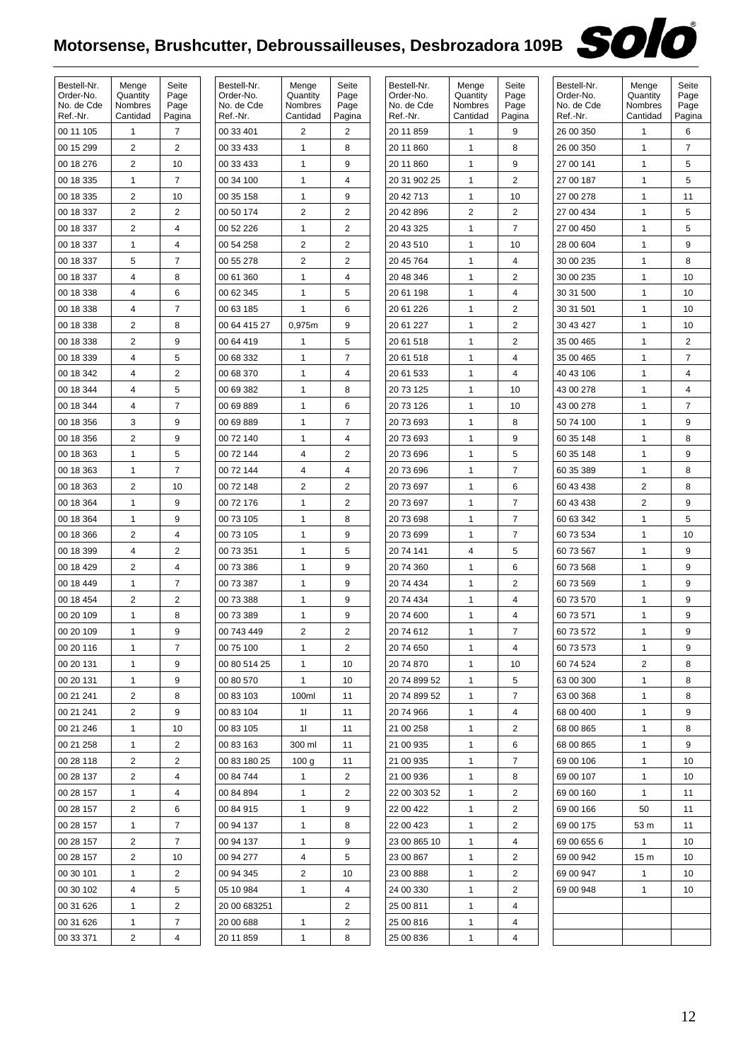# Motorsense, Brushcutter, Debroussailleuses, Desbrozadora 109B

| Bestell-Nr. Order-No. No. de Cde Ref.-Nr. | Menge Quantity Nombres Cantidad | Seite Page Page Pagina |
|---|---|---|
| 00 11 105 | 1 | 7 |
| 00 15 299 | 2 | 2 |
| 00 18 276 | 2 | 10 |
| 00 18 335 | 1 | 7 |
| 00 18 335 | 2 | 10 |
| 00 18 337 | 2 | 2 |
| 00 18 337 | 2 | 4 |
| 00 18 337 | 1 | 4 |
| 00 18 337 | 5 | 7 |
| 00 18 337 | 4 | 8 |
| 00 18 338 | 4 | 6 |
| 00 18 338 | 4 | 7 |
| 00 18 338 | 2 | 8 |
| 00 18 338 | 2 | 9 |
| 00 18 339 | 4 | 5 |
| 00 18 342 | 4 | 2 |
| 00 18 344 | 4 | 5 |
| 00 18 344 | 4 | 7 |
| 00 18 356 | 3 | 9 |
| 00 18 356 | 2 | 9 |
| 00 18 363 | 1 | 5 |
| 00 18 363 | 1 | 7 |
| 00 18 363 | 2 | 10 |
| 00 18 364 | 1 | 9 |
| 00 18 364 | 1 | 9 |
| 00 18 366 | 2 | 4 |
| 00 18 399 | 4 | 2 |
| 00 18 429 | 2 | 4 |
| 00 18 449 | 1 | 7 |
| 00 18 454 | 2 | 2 |
| 00 20 109 | 1 | 8 |
| 00 20 109 | 1 | 9 |
| 00 20 116 | 1 | 7 |
| 00 20 131 | 1 | 9 |
| 00 20 131 | 1 | 9 |
| 00 21 241 | 2 | 8 |
| 00 21 241 | 2 | 9 |
| 00 21 246 | 1 | 10 |
| 00 21 258 | 1 | 2 |
| 00 28 118 | 2 | 2 |
| 00 28 137 | 2 | 4 |
| 00 28 157 | 1 | 4 |
| 00 28 157 | 2 | 6 |
| 00 28 157 | 1 | 7 |
| 00 28 157 | 2 | 7 |
| 00 28 157 | 2 | 10 |
| 00 30 101 | 1 | 2 |
| 00 30 102 | 4 | 5 |
| 00 31 626 | 1 | 2 |
| 00 31 626 | 1 | 7 |
| 00 33 371 | 2 | 4 |
| 00 33 401 | 2 | 2 |
| 00 33 433 | 1 | 8 |
| 00 33 433 | 1 | 9 |
| 00 34 100 | 1 | 4 |
| 00 35 158 | 1 | 9 |
| 00 50 174 | 2 | 2 |
| 00 52 226 | 1 | 2 |
| 00 54 258 | 2 | 2 |
| 00 55 278 | 2 | 2 |
| 00 61 360 | 1 | 4 |
| 00 62 345 | 1 | 5 |
| 00 63 185 | 1 | 6 |
| 00 64 415 27 | 0,975m | 9 |
| 00 64 419 | 1 | 5 |
| 00 68 332 | 1 | 7 |
| 00 68 370 | 1 | 4 |
| 00 69 382 | 1 | 8 |
| 00 69 889 | 1 | 6 |
| 00 69 889 | 1 | 7 |
| 00 72 140 | 1 | 4 |
| 00 72 144 | 4 | 2 |
| 00 72 144 | 4 | 4 |
| 00 72 148 | 2 | 2 |
| 00 72 176 | 1 | 2 |
| 00 73 105 | 1 | 8 |
| 00 73 105 | 1 | 9 |
| 00 73 351 | 1 | 5 |
| 00 73 386 | 1 | 9 |
| 00 73 387 | 1 | 9 |
| 00 73 388 | 1 | 9 |
| 00 73 389 | 1 | 9 |
| 00 743 449 | 2 | 2 |
| 00 75 100 | 1 | 2 |
| 00 80 514 25 | 1 | 10 |
| 00 80 570 | 1 | 10 |
| 00 83 103 | 100ml | 11 |
| 00 83 104 | 1l | 11 |
| 00 83 105 | 1l | 11 |
| 00 83 163 | 300 ml | 11 |
| 00 83 180 25 | 100 g | 11 |
| 00 84 744 | 1 | 2 |
| 00 84 894 | 1 | 2 |
| 00 84 915 | 1 | 9 |
| 00 94 137 | 1 | 8 |
| 00 94 137 | 1 | 9 |
| 00 94 277 | 4 | 5 |
| 00 94 345 | 2 | 10 |
| 05 10 984 | 1 | 4 |
| 20 00 683251 | | 2 |
| 20 00 688 | 1 | 2 |
| 20 11 859 | 1 | 8 |
| 20 11 859 | 1 | 9 |
| 20 11 860 | 1 | 8 |
| 20 11 860 | 1 | 9 |
| 20 31 902 25 | 1 | 2 |
| 20 42 713 | 1 | 10 |
| 20 42 896 | 2 | 2 |
| 20 43 325 | 1 | 7 |
| 20 43 510 | 1 | 10 |
| 20 45 764 | 1 | 4 |
| 20 48 346 | 1 | 2 |
| 20 61 198 | 1 | 4 |
| 20 61 226 | 1 | 2 |
| 20 61 227 | 1 | 2 |
| 20 61 518 | 1 | 2 |
| 20 61 518 | 1 | 4 |
| 20 61 533 | 1 | 4 |
| 20 73 125 | 1 | 10 |
| 20 73 126 | 1 | 10 |
| 20 73 693 | 1 | 8 |
| 20 73 693 | 1 | 9 |
| 20 73 696 | 1 | 5 |
| 20 73 696 | 1 | 7 |
| 20 73 697 | 1 | 6 |
| 20 73 697 | 1 | 7 |
| 20 73 698 | 1 | 7 |
| 20 73 699 | 1 | 7 |
| 20 74 141 | 4 | 5 |
| 20 74 360 | 1 | 6 |
| 20 74 434 | 1 | 2 |
| 20 74 434 | 1 | 4 |
| 20 74 600 | 1 | 4 |
| 20 74 612 | 1 | 7 |
| 20 74 650 | 1 | 4 |
| 20 74 870 | 1 | 10 |
| 20 74 899 52 | 1 | 5 |
| 20 74 899 52 | 1 | 7 |
| 20 74 966 | 1 | 4 |
| 21 00 258 | 1 | 2 |
| 21 00 935 | 1 | 6 |
| 21 00 935 | 1 | 7 |
| 21 00 936 | 1 | 8 |
| 22 00 303 52 | 1 | 2 |
| 22 00 422 | 1 | 2 |
| 22 00 423 | 1 | 2 |
| 23 00 865 10 | 1 | 4 |
| 23 00 867 | 1 | 2 |
| 23 00 888 | 1 | 2 |
| 24 00 330 | 1 | 2 |
| 25 00 811 | 1 | 4 |
| 25 00 816 | 1 | 4 |
| 25 00 836 | 1 | 4 |
| 26 00 350 | 1 | 6 |
| 26 00 350 | 1 | 7 |
| 27 00 141 | 1 | 5 |
| 27 00 187 | 1 | 5 |
| 27 00 278 | 1 | 11 |
| 27 00 434 | 1 | 5 |
| 27 00 450 | 1 | 5 |
| 28 00 604 | 1 | 9 |
| 30 00 235 | 1 | 8 |
| 30 00 235 | 1 | 10 |
| 30 31 500 | 1 | 10 |
| 30 31 501 | 1 | 10 |
| 30 43 427 | 1 | 10 |
| 35 00 465 | 1 | 2 |
| 35 00 465 | 1 | 7 |
| 40 43 106 | 1 | 4 |
| 43 00 278 | 1 | 4 |
| 43 00 278 | 1 | 7 |
| 50 74 100 | 1 | 9 |
| 60 35 148 | 1 | 8 |
| 60 35 148 | 1 | 9 |
| 60 35 389 | 1 | 8 |
| 60 43 438 | 2 | 8 |
| 60 43 438 | 2 | 9 |
| 60 63 342 | 1 | 5 |
| 60 73 534 | 1 | 10 |
| 60 73 567 | 1 | 9 |
| 60 73 568 | 1 | 9 |
| 60 73 569 | 1 | 9 |
| 60 73 570 | 1 | 9 |
| 60 73 571 | 1 | 9 |
| 60 73 572 | 1 | 9 |
| 60 73 573 | 1 | 9 |
| 60 74 524 | 2 | 8 |
| 63 00 300 | 1 | 8 |
| 63 00 368 | 1 | 8 |
| 68 00 400 | 1 | 9 |
| 68 00 865 | 1 | 8 |
| 68 00 865 | 1 | 9 |
| 69 00 106 | 1 | 10 |
| 69 00 107 | 1 | 10 |
| 69 00 160 | 1 | 11 |
| 69 00 166 | 50 | 11 |
| 69 00 175 | 53 m | 11 |
| 69 00 655 6 | 1 | 10 |
| 69 00 942 | 15 m | 10 |
| 69 00 947 | 1 | 10 |
| 69 00 948 | 1 | 10 |